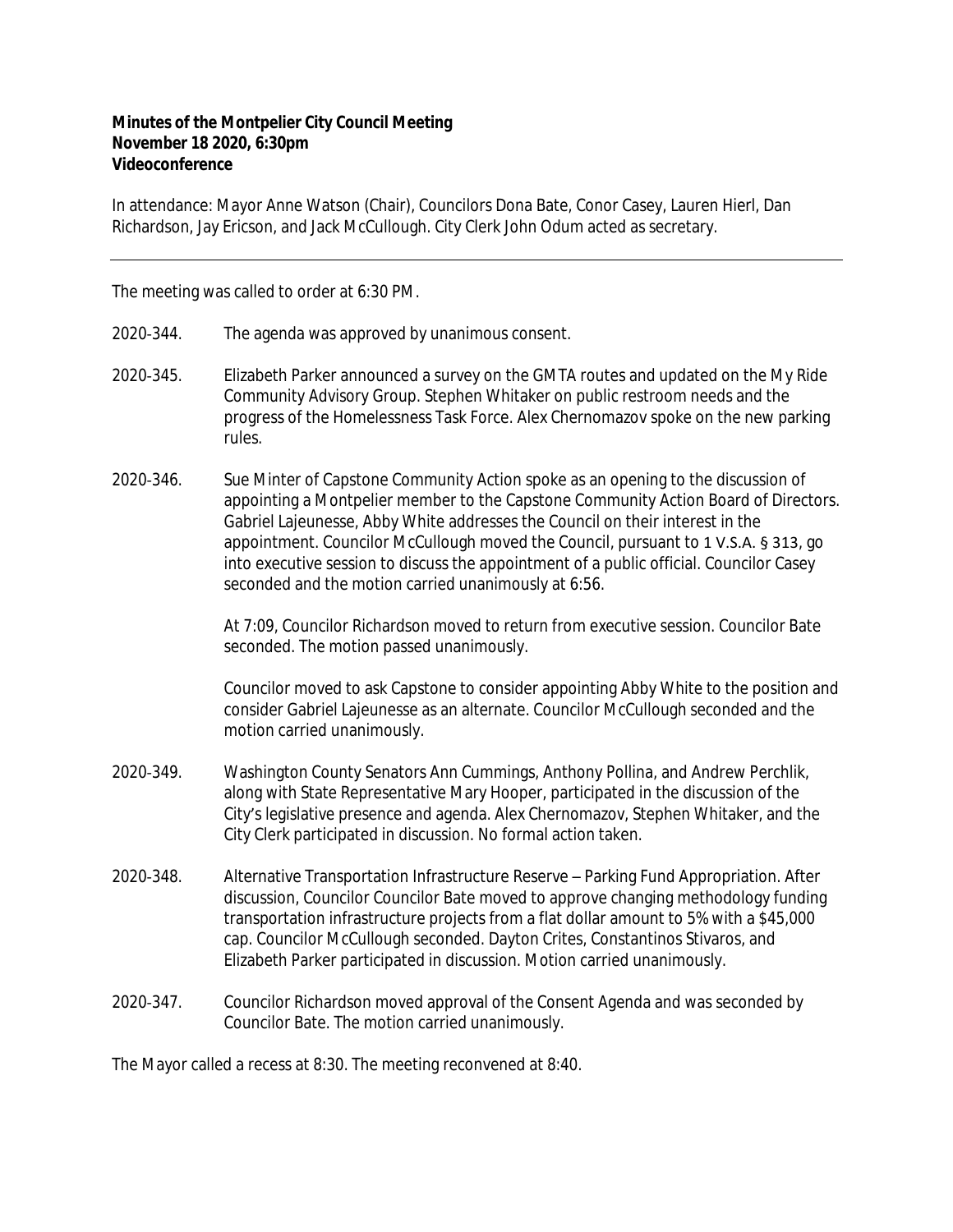**Minutes of the Montpelier City Council Meeting**
**November 18 2020, 6:30pm**
**Videoconference**

In attendance: Mayor Anne Watson (Chair), Councilors Dona Bate, Conor Casey, Lauren Hierl, Dan Richardson, Jay Ericson, and Jack McCullough. City Clerk John Odum acted as secretary.

---

The meeting was called to order at 6:30 PM.

2020-344. The agenda was approved by unanimous consent.

2020-345. Elizabeth Parker announced a survey on the GMTA routes and updated on the My Ride Community Advisory Group. Stephen Whitaker on public restroom needs and the progress of the Homelessness Task Force. Alex Chernomazov spoke on the new parking rules.

2020-346. Sue Minter of Capstone Community Action spoke as an opening to the discussion of appointing a Montpelier member to the Capstone Community Action Board of Directors. Gabriel Lajeunesse, Abby White addresses the Council on their interest in the appointment. Councilor McCullough moved the Council, pursuant to 1 V.S.A. § 313, go into executive session to discuss the appointment of a public official. Councilor Casey seconded and the motion carried unanimously at 6:56.

At 7:09, Councilor Richardson moved to return from executive session. Councilor Bate seconded. The motion passed unanimously.

Councilor moved to ask Capstone to consider appointing Abby White to the position and consider Gabriel Lajeunesse as an alternate. Councilor McCullough seconded and the motion carried unanimously.

2020-349. Washington County Senators Ann Cummings, Anthony Pollina, and Andrew Perchlik, along with State Representative Mary Hooper, participated in the discussion of the City's legislative presence and agenda. Alex Chernomazov, Stephen Whitaker, and the City Clerk participated in discussion. No formal action taken.

2020-348. Alternative Transportation Infrastructure Reserve – Parking Fund Appropriation. After discussion, Councilor Councilor Bate moved to approve changing methodology funding transportation infrastructure projects from a flat dollar amount to 5% with a $45,000 cap. Councilor McCullough seconded. Dayton Crites, Constantinos Stivaros, and Elizabeth Parker participated in discussion. Motion carried unanimously.

2020-347. Councilor Richardson moved approval of the Consent Agenda and was seconded by Councilor Bate. The motion carried unanimously.

The Mayor called a recess at 8:30. The meeting reconvened at 8:40.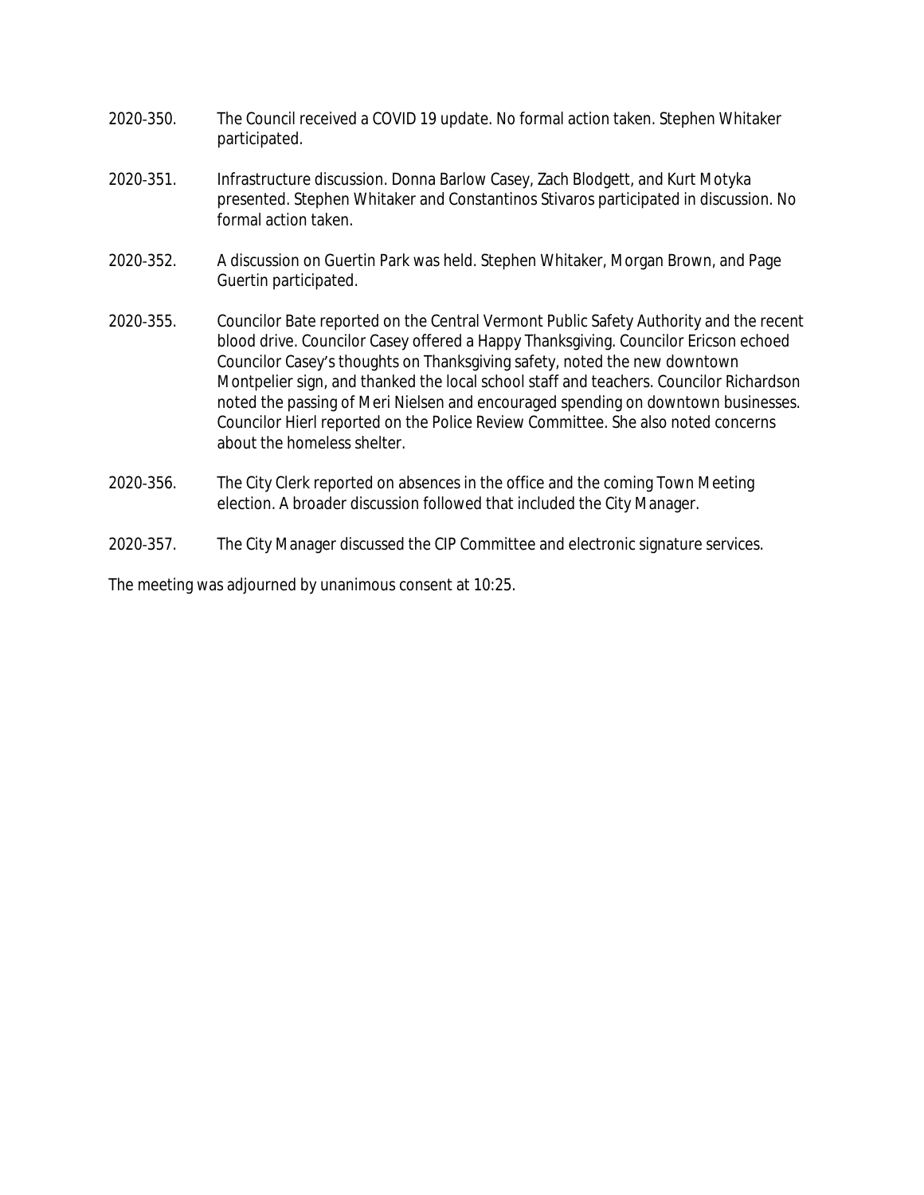2020-350. The Council received a COVID 19 update. No formal action taken. Stephen Whitaker participated.

2020-351. Infrastructure discussion. Donna Barlow Casey, Zach Blodgett, and Kurt Motyka presented. Stephen Whitaker and Constantinos Stivaros participated in discussion. No formal action taken.

2020-352. A discussion on Guertin Park was held. Stephen Whitaker, Morgan Brown, and Page Guertin participated.

2020-355. Councilor Bate reported on the Central Vermont Public Safety Authority and the recent blood drive. Councilor Casey offered a Happy Thanksgiving. Councilor Ericson echoed Councilor Casey's thoughts on Thanksgiving safety, noted the new downtown Montpelier sign, and thanked the local school staff and teachers. Councilor Richardson noted the passing of Meri Nielsen and encouraged spending on downtown businesses. Councilor Hierl reported on the Police Review Committee. She also noted concerns about the homeless shelter.

2020-356. The City Clerk reported on absences in the office and the coming Town Meeting election. A broader discussion followed that included the City Manager.

2020-357. The City Manager discussed the CIP Committee and electronic signature services.

The meeting was adjourned by unanimous consent at 10:25.